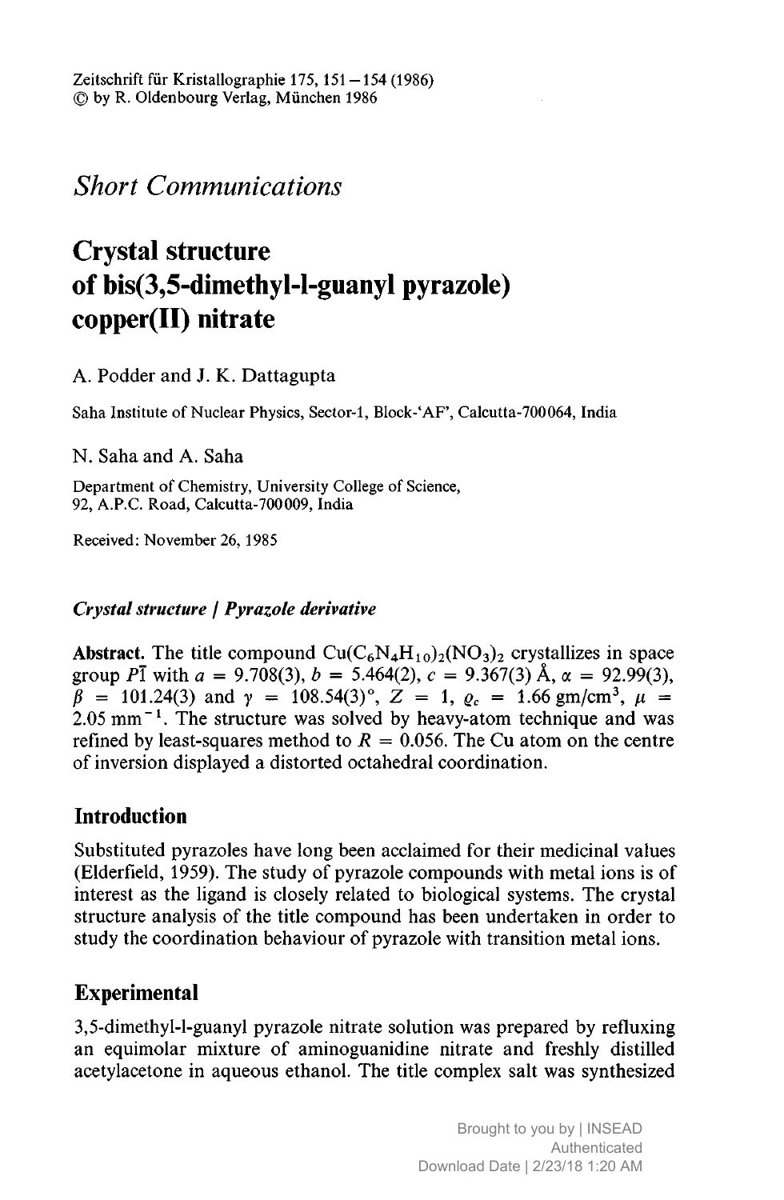# Short Communications

# Crystal structure of bis(3,5-dimethyl-l-guanyl pyrazole) copper(II) nitrate

A. Podder and J. K. Dattagupta

Saha Institute of Nuclear Physics, Sector-1, Block-'AF', Calcutta-700064, India

N. Saha and A. Saha

Department of Chemistry, University College of Science, 92, A.P.C. Road, Calcutta-700009, India

Received: November 26, 1985

***Crystal structure / Pyrazole derivative***

**Abstract.** The title compound $Cu(C_6N_4H_{10})_2(NO_3)_2$ crystallizes in space group $P\bar{1}$ with $a = 9.708(3)$, $b = 5.464(2)$, $c = 9.367(3)$ Å, $\alpha = 92.99(3)$, $\beta = 101.24(3)$ and $\gamma = 108.54(3)°$, $Z = 1$, $\varrho_c = 1.66$ gm/cm$^3$, $\mu = 2.05$ mm$^{-1}$. The structure was solved by heavy-atom technique and was refined by least-squares method to $R = 0.056$. The Cu atom on the centre of inversion displayed a distorted octahedral coordination.

## Introduction

Substituted pyrazoles have long been acclaimed for their medicinal values (Elderfield, 1959). The study of pyrazole compounds with metal ions is of interest as the ligand is closely related to biological systems. The crystal structure analysis of the title compound has been undertaken in order to study the coordination behaviour of pyrazole with transition metal ions.

## Experimental

3,5-dimethyl-l-guanyl pyrazole nitrate solution was prepared by refluxing an equimolar mixture of aminoguanidine nitrate and freshly distilled acetylacetone in aqueous ethanol. The title complex salt was synthesized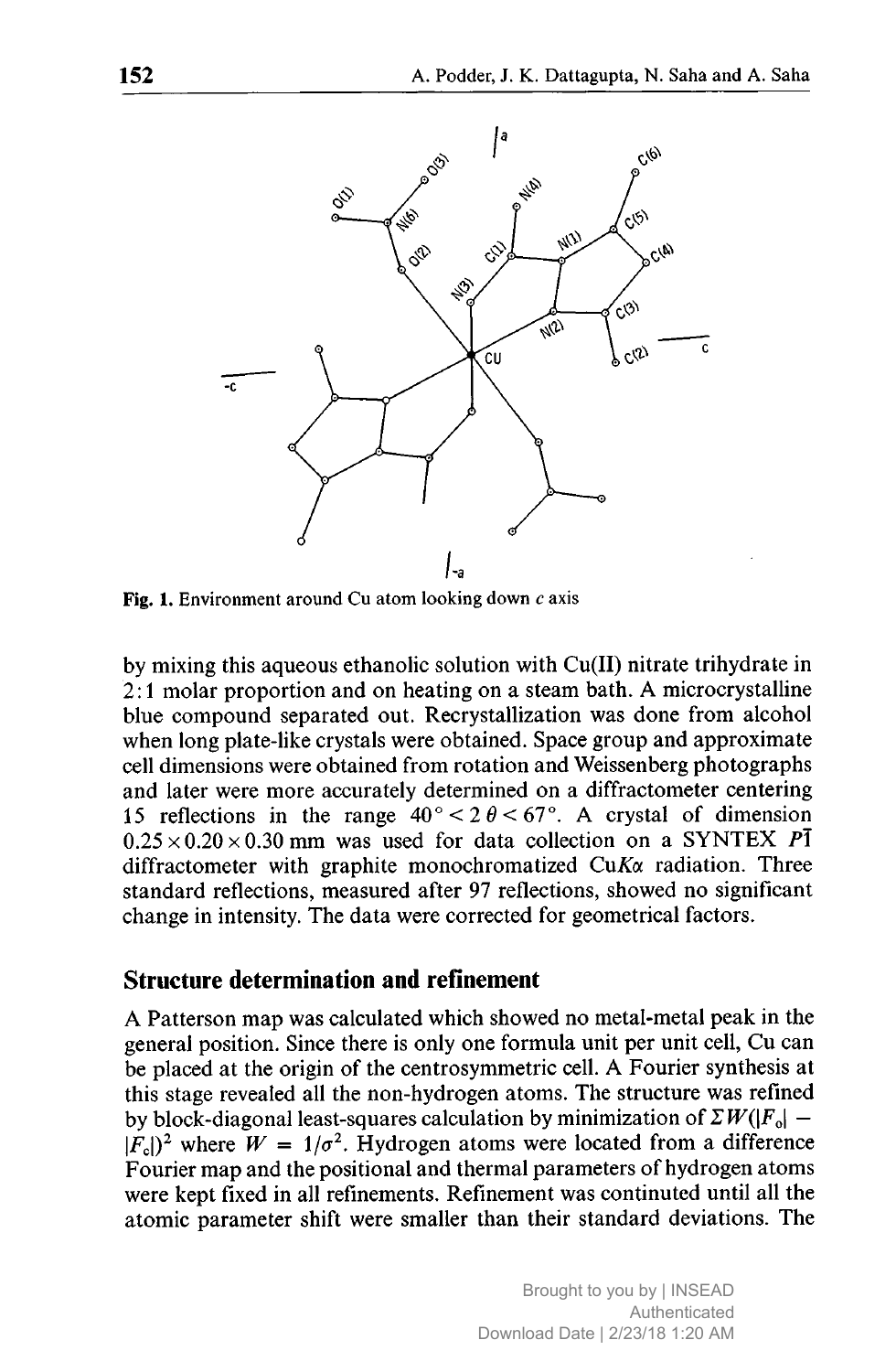Fig. 1. Environment around Cu atom looking down $c$ axis

by mixing this aqueous ethanolic solution with Cu(II) nitrate trihydrate in 2:1 molar proportion and on heating on a steam bath. A microcrystalline blue compound separated out. Recrystallization was done from alcohol when long plate-like crystals were obtained. Space group and approximate cell dimensions were obtained from rotation and Weissenberg photographs and later were more accurately determined on a diffractometer centering 15 reflections in the range $40° < 2\theta < 67°$. A crystal of dimension $0.25 \times 0.20 \times 0.30$ mm was used for data collection on a SYNTEX $P\bar{1}$ diffractometer with graphite monochromatized Cu$K\alpha$ radiation. Three standard reflections, measured after 97 reflections, showed no significant change in intensity. The data were corrected for geometrical factors.

## Structure determination and refinement

A Patterson map was calculated which showed no metal-metal peak in the general position. Since there is only one formula unit per unit cell, Cu can be placed at the origin of the centrosymmetric cell. A Fourier synthesis at this stage revealed all the non-hydrogen atoms. The structure was refined by block-diagonal least-squares calculation by minimization of $\Sigma W(|F_o| - |F_c|)^2$ where $W = 1/\sigma^2$. Hydrogen atoms were located from a difference Fourier map and the positional and thermal parameters of hydrogen atoms were kept fixed in all refinements. Refinement was continuted until all the atomic parameter shift were smaller than their standard deviations. The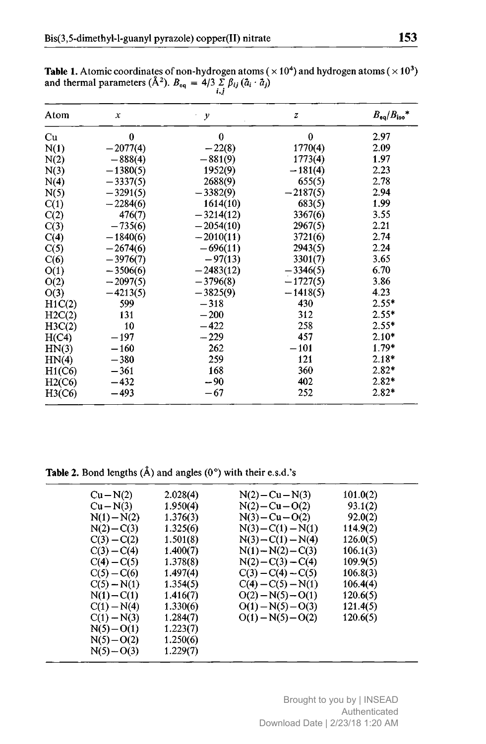**Table 1.** Atomic coordinates of non-hydrogen atoms ($\times 10^4$) and hydrogen atoms ($\times 10^3$) and thermal parameters ($Å^2$). $B_{eq} = 4/3 \sum_{i,j} \beta_{ij} (\vec{a}_i \cdot \vec{a}_j)$

| Atom | $x$ | $y$ | $z$ | $B_{eq}/B_{iso}$* |
|---|---|---|---|---|
| Cu | 0 | 0 | 0 | 2.97 |
| N(1) | −2077(4) | −22(8) | 1770(4) | 2.09 |
| N(2) | −888(4) | −881(9) | 1773(4) | 1.97 |
| N(3) | −1380(5) | 1952(9) | −181(4) | 2.23 |
| N(4) | −3337(5) | 2688(9) | 655(5) | 2.78 |
| N(5) | −3291(5) | −3382(9) | −2187(5) | 2.94 |
| C(1) | −2284(6) | 1614(10) | 683(5) | 1.99 |
| C(2) | 476(7) | −3214(12) | 3367(6) | 3.55 |
| C(3) | −735(6) | −2054(10) | 2967(5) | 2.21 |
| C(4) | −1840(6) | −2010(11) | 3721(6) | 2.74 |
| C(5) | −2674(6) | −696(11) | 2943(5) | 2.24 |
| C(6) | −3976(7) | −97(13) | 3301(7) | 3.65 |
| O(1) | −3506(6) | −2483(12) | −3346(5) | 6.70 |
| O(2) | −2097(5) | −3796(8) | −1727(5) | 3.86 |
| O(3) | −4213(5) | −3825(9) | −1418(5) | 4.23 |
| H1C(2) | 599 | −318 | 430 | 2.55* |
| H2C(2) | 131 | −200 | 312 | 2.55* |
| H3C(2) | 10 | −422 | 258 | 2.55* |
| H(C4) | −197 | −229 | 457 | 2.10* |
| HN(3) | −160 | 262 | −101 | 1.79* |
| HN(4) | −380 | 259 | 121 | 2.18* |
| H1(C6) | −361 | 168 | 360 | 2.82* |
| H2(C6) | −432 | −90 | 402 | 2.82* |
| H3(C6) | −493 | −67 | 252 | 2.82* |

**Table 2.** Bond lengths (Å) and angles (0°) with their e.s.d.'s

| Bond | Length | Angle | Value |
|---|---|---|---|
| Cu−N(2) | 2.028(4) | N(2)−Cu−N(3) | 101.0(2) |
| Cu−N(3) | 1.950(4) | N(2)−Cu−O(2) | 93.1(2) |
| N(1)−N(2) | 1.376(3) | N(3)−Cu−O(2) | 92.0(2) |
| N(2)−C(3) | 1.325(6) | N(3)−C(1)−N(1) | 114.9(2) |
| C(3)−C(2) | 1.501(8) | N(3)−C(1)−N(4) | 126.0(5) |
| C(3)−C(4) | 1.400(7) | N(1)−N(2)−C(3) | 106.1(3) |
| C(4)−C(5) | 1.378(8) | N(2)−C(3)−C(4) | 109.9(5) |
| C(5)−C(6) | 1.497(4) | C(3)−C(4)−C(5) | 106.8(3) |
| C(5)−N(1) | 1.354(5) | C(4)−C(5)−N(1) | 106.4(4) |
| N(1)−C(1) | 1.416(7) | O(2)−N(5)−O(1) | 120.6(5) |
| C(1)−N(4) | 1.330(6) | O(1)−N(5)−O(3) | 121.4(5) |
| C(1)−N(3) | 1.284(7) | O(1)−N(5)−O(2) | 120.6(5) |
| N(5)−O(1) | 1.223(7) | | |
| N(5)−O(2) | 1.250(6) | | |
| N(5)−O(3) | 1.229(7) | | |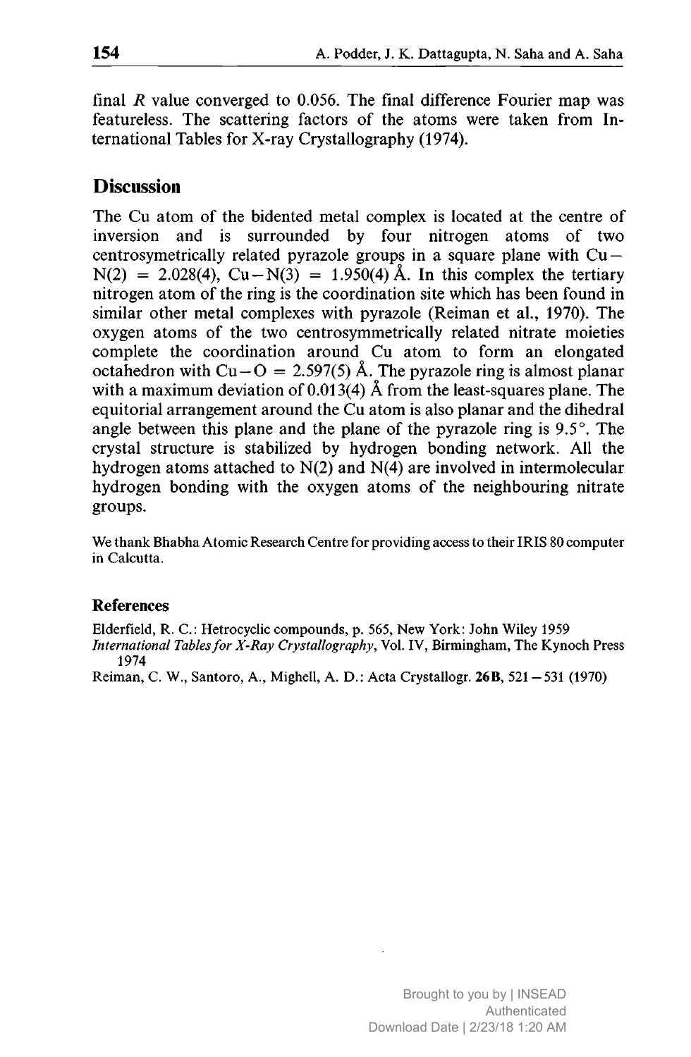final $R$ value converged to 0.056. The final difference Fourier map was featureless. The scattering factors of the atoms were taken from International Tables for X-ray Crystallography (1974).

## Discussion

The Cu atom of the bidented metal complex is located at the centre of inversion and is surrounded by four nitrogen atoms of two centrosymetrically related pyrazole groups in a square plane with Cu–N(2) = 2.028(4), Cu–N(3) = 1.950(4) Å. In this complex the tertiary nitrogen atom of the ring is the coordination site which has been found in similar other metal complexes with pyrazole (Reiman et al., 1970). The oxygen atoms of the two centrosymmetrically related nitrate moieties complete the coordination around Cu atom to form an elongated octahedron with Cu–O = 2.597(5) Å. The pyrazole ring is almost planar with a maximum deviation of 0.013(4) Å from the least-squares plane. The equitorial arrangement around the Cu atom is also planar and the dihedral angle between this plane and the plane of the pyrazole ring is 9.5°. The crystal structure is stabilized by hydrogen bonding network. All the hydrogen atoms attached to N(2) and N(4) are involved in intermolecular hydrogen bonding with the oxygen atoms of the neighbouring nitrate groups.

We thank Bhabha Atomic Research Centre for providing access to their IRIS 80 computer in Calcutta.

### References

Elderfield, R. C.: Hetrocyclic compounds, p. 565, New York: John Wiley 1959

*International Tables for X-Ray Crystallography*, Vol. IV, Birmingham, The Kynoch Press 1974

Reiman, C. W., Santoro, A., Mighell, A. D.: Acta Crystallogr. **26B**, 521–531 (1970)